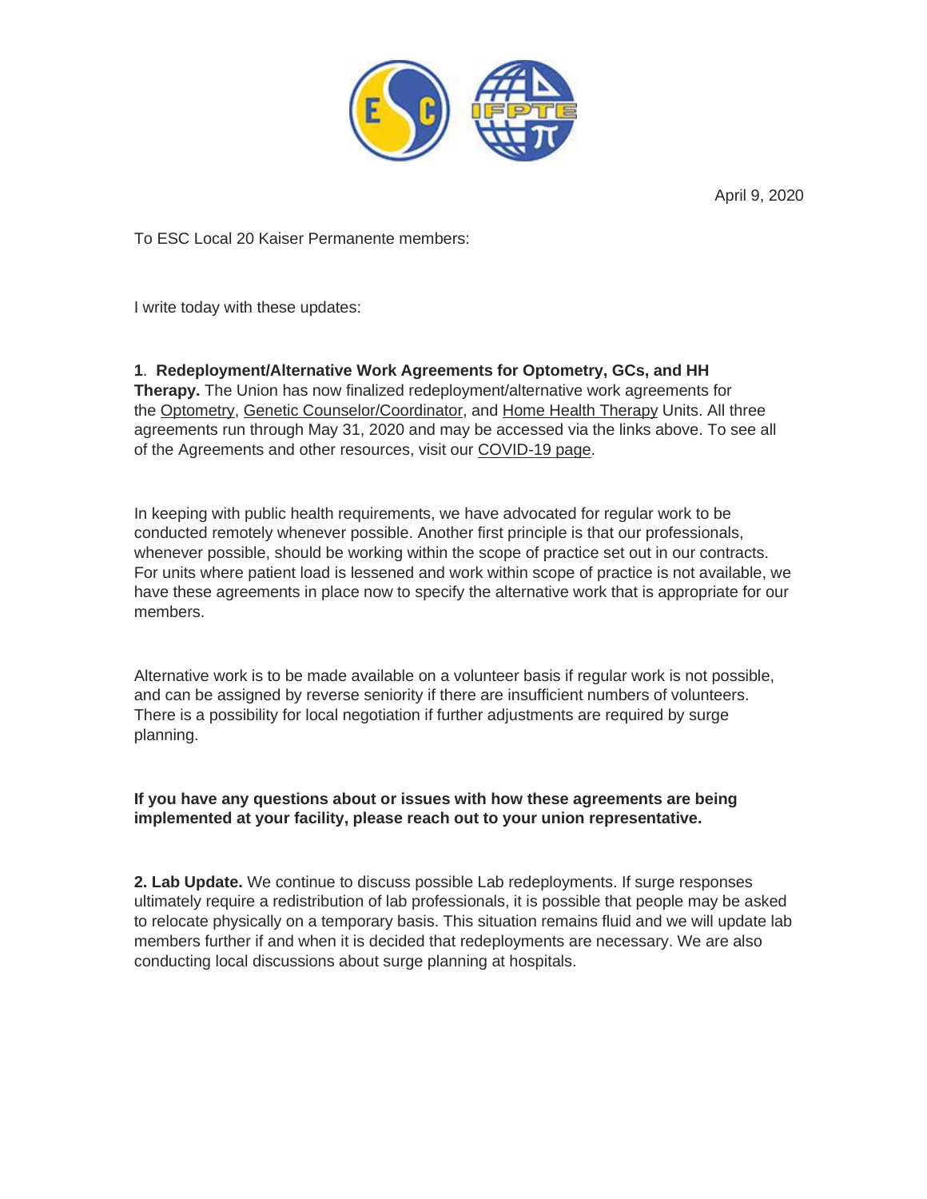April 9, 2020

To ESC Local 20 Kaiser Permanente members:

I write today with these updates:

**1**. **Redeployment/Alternative Work Agreements for Optometry, GCs, and HH Therapy.** The Union has now finalized redeployment/alternative work agreements for the Optometry, Genetic Counselor/Coordinator, and Home Health Therapy Units. All three agreements run through May 31, 2020 and may be accessed via the links above. To see all of the Agreements and other resources, visit our COVID-19 page.

In keeping with public health requirements, we have advocated for regular work to be conducted remotely whenever possible. Another first principle is that our professionals, whenever possible, should be working within the scope of practice set out in our contracts. For units where patient load is lessened and work within scope of practice is not available, we have these agreements in place now to specify the alternative work that is appropriate for our members.

Alternative work is to be made available on a volunteer basis if regular work is not possible, and can be assigned by reverse seniority if there are insufficient numbers of volunteers. There is a possibility for local negotiation if further adjustments are required by surge planning.

**If you have any questions about or issues with how these agreements are being implemented at your facility, please reach out to your union representative.**

**2. Lab Update.** We continue to discuss possible Lab redeployments. If surge responses ultimately require a redistribution of lab professionals, it is possible that people may be asked to relocate physically on a temporary basis. This situation remains fluid and we will update lab members further if and when it is decided that redeployments are necessary. We are also conducting local discussions about surge planning at hospitals.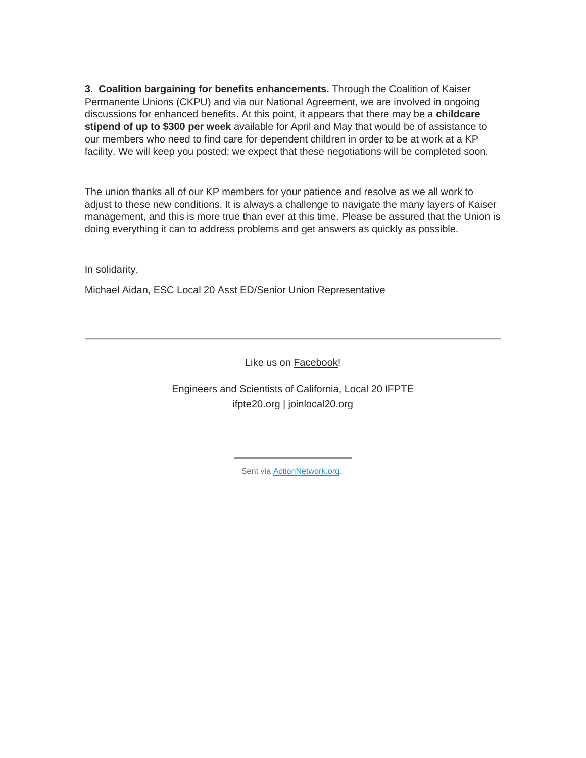**3. Coalition bargaining for benefits enhancements.** Through the Coalition of Kaiser Permanente Unions (CKPU) and via our National Agreement, we are involved in ongoing discussions for enhanced benefits. At this point, it appears that there may be a **childcare stipend of up to $300 per week** available for April and May that would be of assistance to our members who need to find care for dependent children in order to be at work at a KP facility. We will keep you posted; we expect that these negotiations will be completed soon.

The union thanks all of our KP members for your patience and resolve as we all work to adjust to these new conditions. It is always a challenge to navigate the many layers of Kaiser management, and this is more true than ever at this time. Please be assured that the Union is doing everything it can to address problems and get answers as quickly as possible.

In solidarity,

Michael Aidan, ESC Local 20 Asst ED/Senior Union Representative

---

Like us on Facebook!

Engineers and Scientists of California, Local 20 IFPTE
ifpte20.org | joinlocal20.org

---

Sent via ActionNetwork.org.